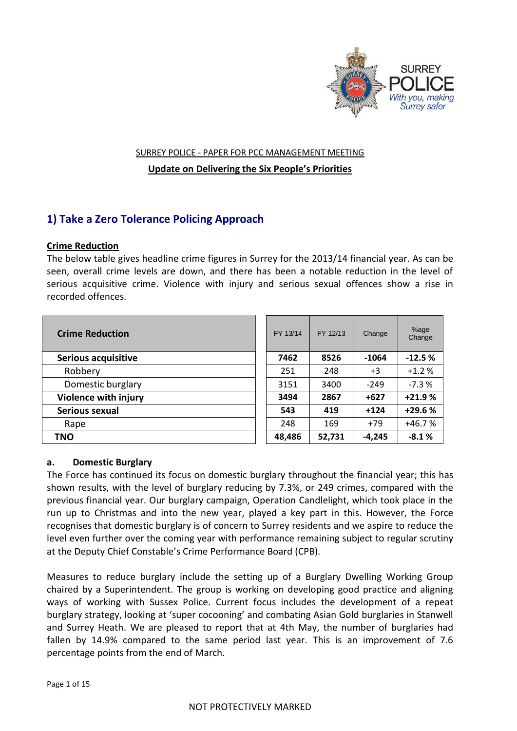SURREY POLICE - PAPER FOR PCC MANAGEMENT MEETING

**Update on Delivering the Six People's Priorities**

## 1) Take a Zero Tolerance Policing Approach

**Crime Reduction**

The below table gives headline crime figures in Surrey for the 2013/14 financial year. As can be seen, overall crime levels are down, and there has been a notable reduction in the level of serious acquisitive crime. Violence with injury and serious sexual offences show a rise in recorded offences.

| Crime Reduction | FY 13/14 | FY 12/13 | Change | %age Change |
|---|---|---|---|---|
| **Serious acquisitive** | **7462** | **8526** | **-1064** | **-12.5 %** |
| Robbery | 251 | 248 | +3 | +1.2 % |
| Domestic burglary | 3151 | 3400 | -249 | -7.3 % |
| **Violence with injury** | **3494** | **2867** | **+627** | **+21.9 %** |
| **Serious sexual** | **543** | **419** | **+124** | **+29.6 %** |
| Rape | 248 | 169 | +79 | +46.7 % |
| **TNO** | **48,486** | **52,731** | **-4,245** | **-8.1 %** |

**a. Domestic Burglary**

The Force has continued its focus on domestic burglary throughout the financial year; this has shown results, with the level of burglary reducing by 7.3%, or 249 crimes, compared with the previous financial year. Our burglary campaign, Operation Candlelight, which took place in the run up to Christmas and into the new year, played a key part in this. However, the Force recognises that domestic burglary is of concern to Surrey residents and we aspire to reduce the level even further over the coming year with performance remaining subject to regular scrutiny at the Deputy Chief Constable's Crime Performance Board (CPB).

Measures to reduce burglary include the setting up of a Burglary Dwelling Working Group chaired by a Superintendent. The group is working on developing good practice and aligning ways of working with Sussex Police. Current focus includes the development of a repeat burglary strategy, looking at 'super cocooning' and combating Asian Gold burglaries in Stanwell and Surrey Heath. We are pleased to report that at 4th May, the number of burglaries had fallen by 14.9% compared to the same period last year. This is an improvement of 7.6 percentage points from the end of March.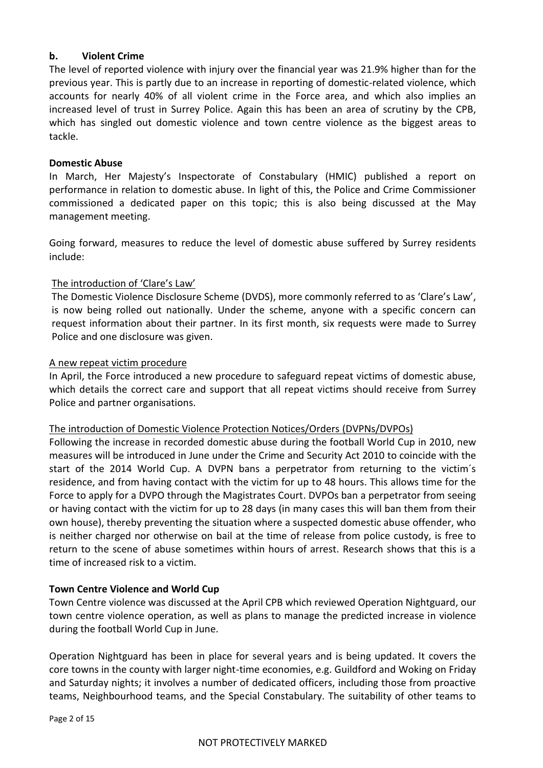## b. Violent Crime

The level of reported violence with injury over the financial year was 21.9% higher than for the previous year. This is partly due to an increase in reporting of domestic-related violence, which accounts for nearly 40% of all violent crime in the Force area, and which also implies an increased level of trust in Surrey Police. Again this has been an area of scrutiny by the CPB, which has singled out domestic violence and town centre violence as the biggest areas to tackle.

### Domestic Abuse

In March, Her Majesty's Inspectorate of Constabulary (HMIC) published a report on performance in relation to domestic abuse. In light of this, the Police and Crime Commissioner commissioned a dedicated paper on this topic; this is also being discussed at the May management meeting.

Going forward, measures to reduce the level of domestic abuse suffered by Surrey residents include:

<u>The introduction of 'Clare's Law'</u>

The Domestic Violence Disclosure Scheme (DVDS), more commonly referred to as 'Clare's Law', is now being rolled out nationally. Under the scheme, anyone with a specific concern can request information about their partner. In its first month, six requests were made to Surrey Police and one disclosure was given.

<u>A new repeat victim procedure</u>

In April, the Force introduced a new procedure to safeguard repeat victims of domestic abuse, which details the correct care and support that all repeat victims should receive from Surrey Police and partner organisations.

<u>The introduction of Domestic Violence Protection Notices/Orders (DVPNs/DVPOs)</u>

Following the increase in recorded domestic abuse during the football World Cup in 2010, new measures will be introduced in June under the Crime and Security Act 2010 to coincide with the start of the 2014 World Cup. A DVPN bans a perpetrator from returning to the victim´s residence, and from having contact with the victim for up to 48 hours. This allows time for the Force to apply for a DVPO through the Magistrates Court. DVPOs ban a perpetrator from seeing or having contact with the victim for up to 28 days (in many cases this will ban them from their own house), thereby preventing the situation where a suspected domestic abuse offender, who is neither charged nor otherwise on bail at the time of release from police custody, is free to return to the scene of abuse sometimes within hours of arrest. Research shows that this is a time of increased risk to a victim.

### Town Centre Violence and World Cup

Town Centre violence was discussed at the April CPB which reviewed Operation Nightguard, our town centre violence operation, as well as plans to manage the predicted increase in violence during the football World Cup in June.

Operation Nightguard has been in place for several years and is being updated. It covers the core towns in the county with larger night-time economies, e.g. Guildford and Woking on Friday and Saturday nights; it involves a number of dedicated officers, including those from proactive teams, Neighbourhood teams, and the Special Constabulary. The suitability of other teams to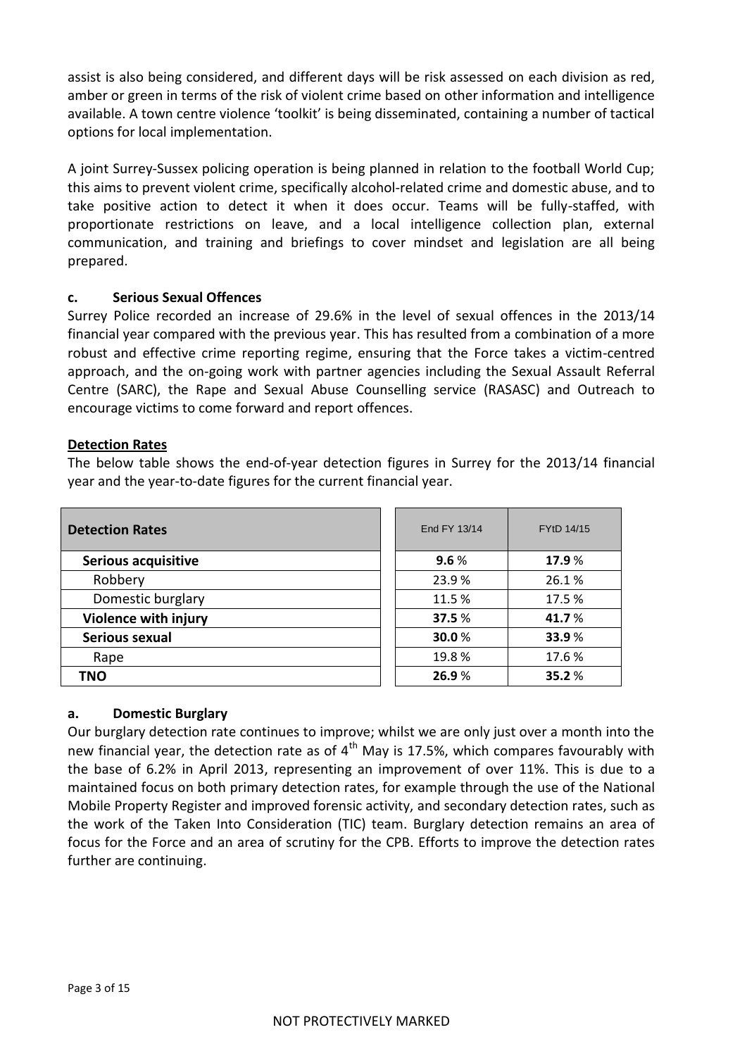assist is also being considered, and different days will be risk assessed on each division as red, amber or green in terms of the risk of violent crime based on other information and intelligence available. A town centre violence 'toolkit' is being disseminated, containing a number of tactical options for local implementation.

A joint Surrey-Sussex policing operation is being planned in relation to the football World Cup; this aims to prevent violent crime, specifically alcohol-related crime and domestic abuse, and to take positive action to detect it when it does occur. Teams will be fully-staffed, with proportionate restrictions on leave, and a local intelligence collection plan, external communication, and training and briefings to cover mindset and legislation are all being prepared.

### c. Serious Sexual Offences

Surrey Police recorded an increase of 29.6% in the level of sexual offences in the 2013/14 financial year compared with the previous year. This has resulted from a combination of a more robust and effective crime reporting regime, ensuring that the Force takes a victim-centred approach, and the on-going work with partner agencies including the Sexual Assault Referral Centre (SARC), the Rape and Sexual Abuse Counselling service (RASASC) and Outreach to encourage victims to come forward and report offences.

## Detection Rates

The below table shows the end-of-year detection figures in Surrey for the 2013/14 financial year and the year-to-date figures for the current financial year.

| **Detection Rates** | End FY 13/14 | FYtD 14/15 |
|---|---|---|
| **Serious acquisitive** | **9.6** % | **17.9** % |
| Robbery | 23.9 % | 26.1 % |
| Domestic burglary | 11.5 % | 17.5 % |
| **Violence with injury** | **37.5** % | **41.7** % |
| **Serious sexual** | **30.0** % | **33.9** % |
| Rape | 19.8 % | 17.6 % |
| **TNO** | **26.9** % | **35.2** % |

### a. Domestic Burglary

Our burglary detection rate continues to improve; whilst we are only just over a month into the new financial year, the detection rate as of 4th May is 17.5%, which compares favourably with the base of 6.2% in April 2013, representing an improvement of over 11%. This is due to a maintained focus on both primary detection rates, for example through the use of the National Mobile Property Register and improved forensic activity, and secondary detection rates, such as the work of the Taken Into Consideration (TIC) team. Burglary detection remains an area of focus for the Force and an area of scrutiny for the CPB. Efforts to improve the detection rates further are continuing.

NOT PROTECTIVELY MARKED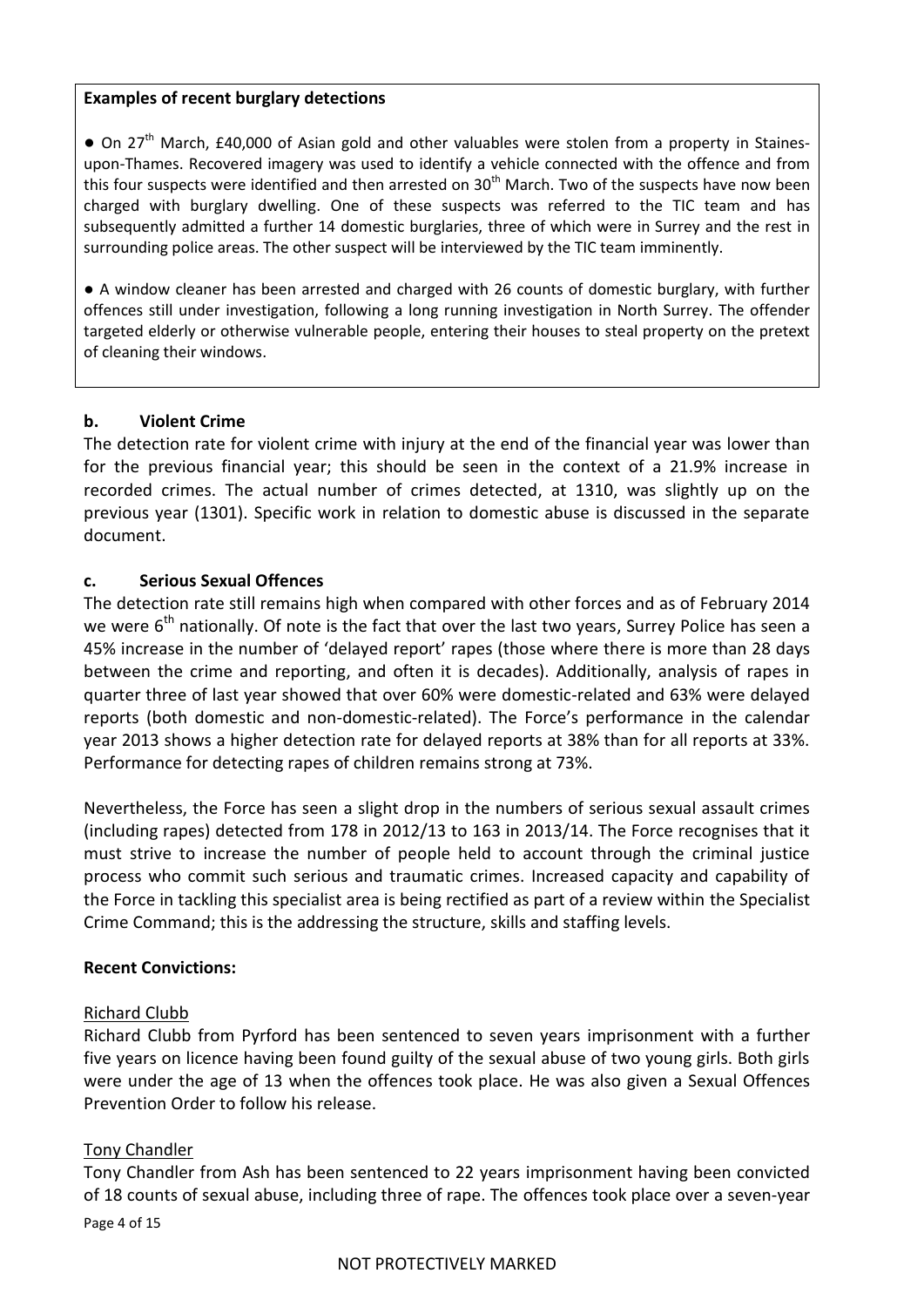**Examples of recent burglary detections**

- On 27th March, £40,000 of Asian gold and other valuables were stolen from a property in Staines-upon-Thames. Recovered imagery was used to identify a vehicle connected with the offence and from this four suspects were identified and then arrested on 30th March. Two of the suspects have now been charged with burglary dwelling. One of these suspects was referred to the TIC team and has subsequently admitted a further 14 domestic burglaries, three of which were in Surrey and the rest in surrounding police areas. The other suspect will be interviewed by the TIC team imminently.

- A window cleaner has been arrested and charged with 26 counts of domestic burglary, with further offences still under investigation, following a long running investigation in North Surrey. The offender targeted elderly or otherwise vulnerable people, entering their houses to steal property on the pretext of cleaning their windows.

### b. Violent Crime

The detection rate for violent crime with injury at the end of the financial year was lower than for the previous financial year; this should be seen in the context of a 21.9% increase in recorded crimes. The actual number of crimes detected, at 1310, was slightly up on the previous year (1301). Specific work in relation to domestic abuse is discussed in the separate document.

### c. Serious Sexual Offences

The detection rate still remains high when compared with other forces and as of February 2014 we were 6th nationally. Of note is the fact that over the last two years, Surrey Police has seen a 45% increase in the number of 'delayed report' rapes (those where there is more than 28 days between the crime and reporting, and often it is decades). Additionally, analysis of rapes in quarter three of last year showed that over 60% were domestic-related and 63% were delayed reports (both domestic and non-domestic-related). The Force's performance in the calendar year 2013 shows a higher detection rate for delayed reports at 38% than for all reports at 33%. Performance for detecting rapes of children remains strong at 73%.

Nevertheless, the Force has seen a slight drop in the numbers of serious sexual assault crimes (including rapes) detected from 178 in 2012/13 to 163 in 2013/14. The Force recognises that it must strive to increase the number of people held to account through the criminal justice process who commit such serious and traumatic crimes. Increased capacity and capability of the Force in tackling this specialist area is being rectified as part of a review within the Specialist Crime Command; this is the addressing the structure, skills and staffing levels.

**Recent Convictions:**

Richard Clubb

Richard Clubb from Pyrford has been sentenced to seven years imprisonment with a further five years on licence having been found guilty of the sexual abuse of two young girls. Both girls were under the age of 13 when the offences took place. He was also given a Sexual Offences Prevention Order to follow his release.

Tony Chandler

Tony Chandler from Ash has been sentenced to 22 years imprisonment having been convicted of 18 counts of sexual abuse, including three of rape. The offences took place over a seven-year

NOT PROTECTIVELY MARKED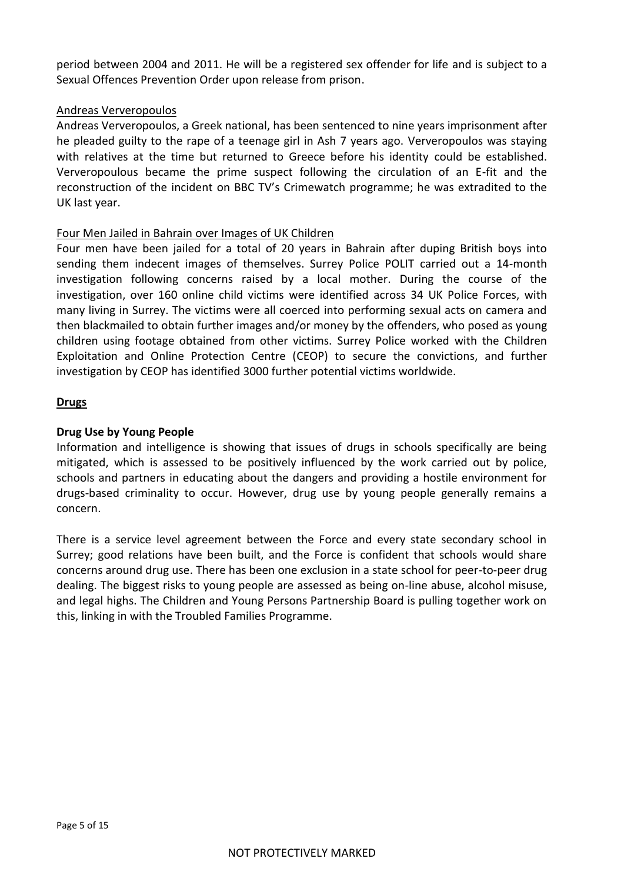period between 2004 and 2011. He will be a registered sex offender for life and is subject to a Sexual Offences Prevention Order upon release from prison.

Andreas Ververopoulos

Andreas Ververopoulos, a Greek national, has been sentenced to nine years imprisonment after he pleaded guilty to the rape of a teenage girl in Ash 7 years ago. Ververopoulos was staying with relatives at the time but returned to Greece before his identity could be established. Ververopoulous became the prime suspect following the circulation of an E-fit and the reconstruction of the incident on BBC TV's Crimewatch programme; he was extradited to the UK last year.

Four Men Jailed in Bahrain over Images of UK Children

Four men have been jailed for a total of 20 years in Bahrain after duping British boys into sending them indecent images of themselves. Surrey Police POLIT carried out a 14-month investigation following concerns raised by a local mother. During the course of the investigation, over 160 online child victims were identified across 34 UK Police Forces, with many living in Surrey. The victims were all coerced into performing sexual acts on camera and then blackmailed to obtain further images and/or money by the offenders, who posed as young children using footage obtained from other victims. Surrey Police worked with the Children Exploitation and Online Protection Centre (CEOP) to secure the convictions, and further investigation by CEOP has identified 3000 further potential victims worldwide.

## Drugs

### Drug Use by Young People

Information and intelligence is showing that issues of drugs in schools specifically are being mitigated, which is assessed to be positively influenced by the work carried out by police, schools and partners in educating about the dangers and providing a hostile environment for drugs-based criminality to occur. However, drug use by young people generally remains a concern.

There is a service level agreement between the Force and every state secondary school in Surrey; good relations have been built, and the Force is confident that schools would share concerns around drug use. There has been one exclusion in a state school for peer-to-peer drug dealing. The biggest risks to young people are assessed as being on-line abuse, alcohol misuse, and legal highs. The Children and Young Persons Partnership Board is pulling together work on this, linking in with the Troubled Families Programme.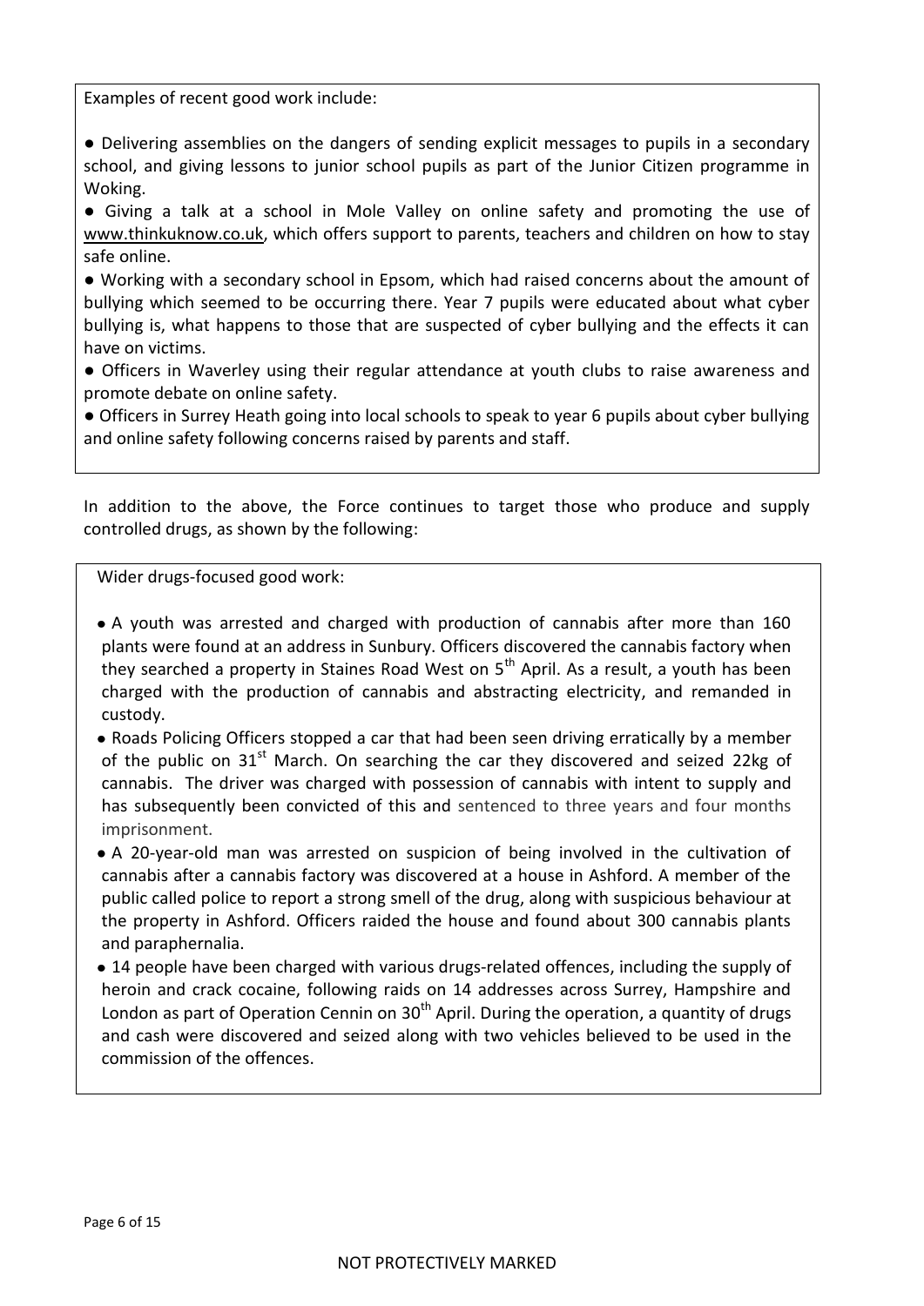Examples of recent good work include:

- Delivering assemblies on the dangers of sending explicit messages to pupils in a secondary school, and giving lessons to junior school pupils as part of the Junior Citizen programme in Woking.
- Giving a talk at a school in Mole Valley on online safety and promoting the use of www.thinkuknow.co.uk, which offers support to parents, teachers and children on how to stay safe online.
- Working with a secondary school in Epsom, which had raised concerns about the amount of bullying which seemed to be occurring there. Year 7 pupils were educated about what cyber bullying is, what happens to those that are suspected of cyber bullying and the effects it can have on victims.
- Officers in Waverley using their regular attendance at youth clubs to raise awareness and promote debate on online safety.
- Officers in Surrey Heath going into local schools to speak to year 6 pupils about cyber bullying and online safety following concerns raised by parents and staff.

In addition to the above, the Force continues to target those who produce and supply controlled drugs, as shown by the following:

Wider drugs-focused good work:

- A youth was arrested and charged with production of cannabis after more than 160 plants were found at an address in Sunbury. Officers discovered the cannabis factory when they searched a property in Staines Road West on 5th April. As a result, a youth has been charged with the production of cannabis and abstracting electricity, and remanded in custody.
- Roads Policing Officers stopped a car that had been seen driving erratically by a member of the public on 31st March. On searching the car they discovered and seized 22kg of cannabis. The driver was charged with possession of cannabis with intent to supply and has subsequently been convicted of this and sentenced to three years and four months imprisonment.
- A 20-year-old man was arrested on suspicion of being involved in the cultivation of cannabis after a cannabis factory was discovered at a house in Ashford. A member of the public called police to report a strong smell of the drug, along with suspicious behaviour at the property in Ashford. Officers raided the house and found about 300 cannabis plants and paraphernalia.
- 14 people have been charged with various drugs-related offences, including the supply of heroin and crack cocaine, following raids on 14 addresses across Surrey, Hampshire and London as part of Operation Cennin on 30th April. During the operation, a quantity of drugs and cash were discovered and seized along with two vehicles believed to be used in the commission of the offences.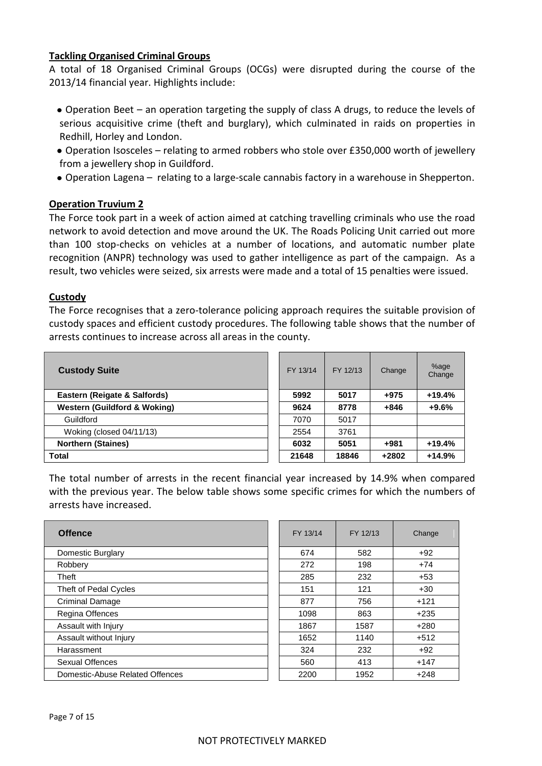### Tackling Organised Criminal Groups

A total of 18 Organised Criminal Groups (OCGs) were disrupted during the course of the 2013/14 financial year. Highlights include:

- Operation Beet – an operation targeting the supply of class A drugs, to reduce the levels of serious acquisitive crime (theft and burglary), which culminated in raids on properties in Redhill, Horley and London.
- Operation Isosceles – relating to armed robbers who stole over £350,000 worth of jewellery from a jewellery shop in Guildford.
- Operation Lagena – relating to a large-scale cannabis factory in a warehouse in Shepperton.

### Operation Truvium 2

The Force took part in a week of action aimed at catching travelling criminals who use the road network to avoid detection and move around the UK. The Roads Policing Unit carried out more than 100 stop-checks on vehicles at a number of locations, and automatic number plate recognition (ANPR) technology was used to gather intelligence as part of the campaign. As a result, two vehicles were seized, six arrests were made and a total of 15 penalties were issued.

### Custody

The Force recognises that a zero-tolerance policing approach requires the suitable provision of custody spaces and efficient custody procedures. The following table shows that the number of arrests continues to increase across all areas in the county.

| Custody Suite | FY 13/14 | FY 12/13 | Change | %age Change |
|---|---|---|---|---|
| **Eastern (Reigate & Salfords)** | **5992** | **5017** | **+975** | **+19.4%** |
| **Western (Guildford & Woking)** | **9624** | **8778** | **+846** | **+9.6%** |
| Guildford | 7070 | 5017 | | |
| Woking (closed 04/11/13) | 2554 | 3761 | | |
| **Northern (Staines)** | **6032** | **5051** | **+981** | **+19.4%** |
| **Total** | **21648** | **18846** | **+2802** | **+14.9%** |

The total number of arrests in the recent financial year increased by 14.9% when compared with the previous year. The below table shows some specific crimes for which the numbers of arrests have increased.

| Offence | FY 13/14 | FY 12/13 | Change |
|---|---|---|---|
| Domestic Burglary | 674 | 582 | +92 |
| Robbery | 272 | 198 | +74 |
| Theft | 285 | 232 | +53 |
| Theft of Pedal Cycles | 151 | 121 | +30 |
| Criminal Damage | 877 | 756 | +121 |
| Regina Offences | 1098 | 863 | +235 |
| Assault with Injury | 1867 | 1587 | +280 |
| Assault without Injury | 1652 | 1140 | +512 |
| Harassment | 324 | 232 | +92 |
| Sexual Offences | 560 | 413 | +147 |
| Domestic-Abuse Related Offences | 2200 | 1952 | +248 |

NOT PROTECTIVELY MARKED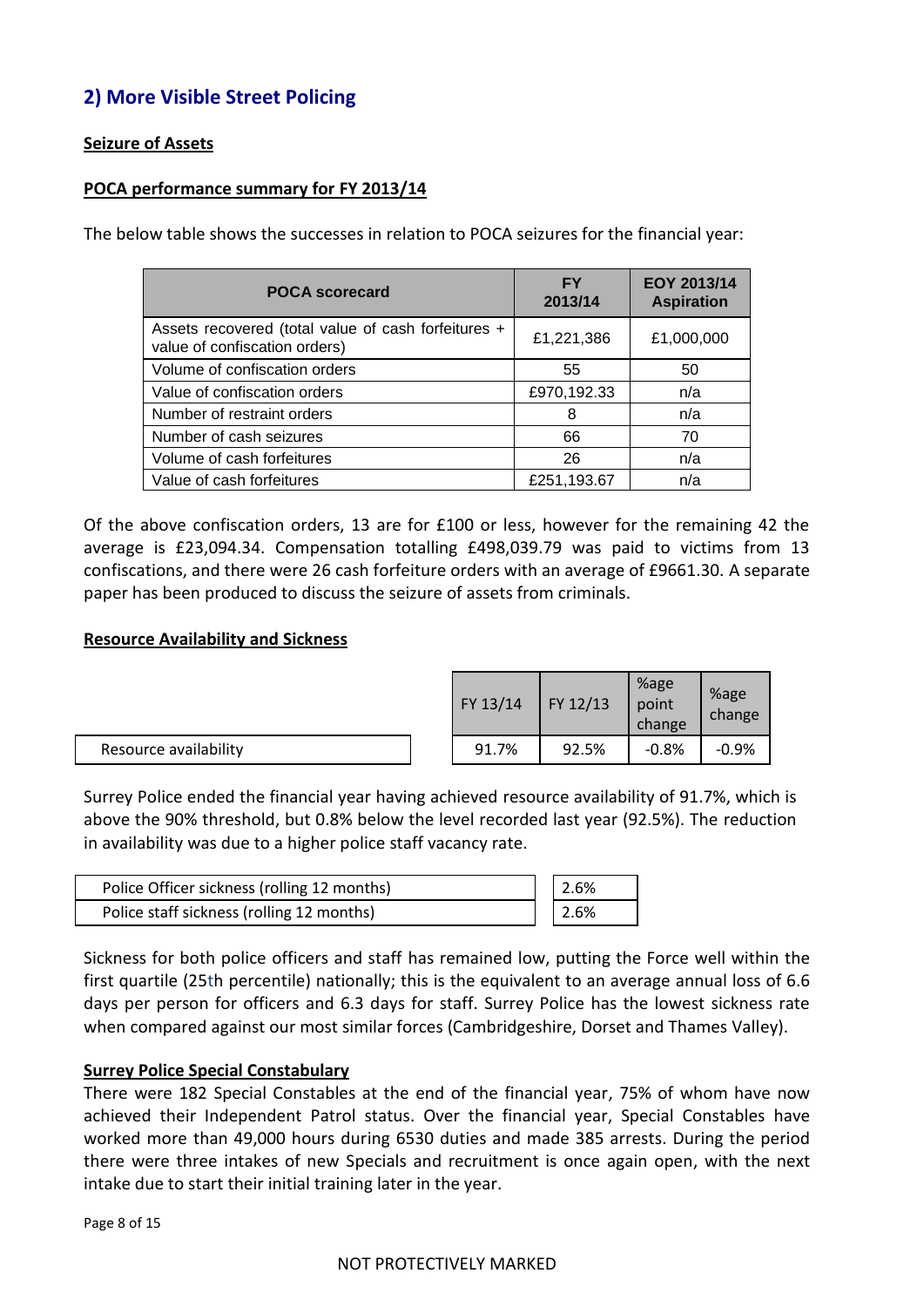## 2) More Visible Street Policing

**Seizure of Assets**

**POCA performance summary for FY 2013/14**

The below table shows the successes in relation to POCA seizures for the financial year:

| POCA scorecard | FY 2013/14 | EOY 2013/14 Aspiration |
|---|---|---|
| Assets recovered (total value of cash forfeitures + value of confiscation orders) | £1,221,386 | £1,000,000 |
| Volume of confiscation orders | 55 | 50 |
| Value of confiscation orders | £970,192.33 | n/a |
| Number of restraint orders | 8 | n/a |
| Number of cash seizures | 66 | 70 |
| Volume of cash forfeitures | 26 | n/a |
| Value of cash forfeitures | £251,193.67 | n/a |

Of the above confiscation orders, 13 are for £100 or less, however for the remaining 42 the average is £23,094.34. Compensation totalling £498,039.79 was paid to victims from 13 confiscations, and there were 26 cash forfeiture orders with an average of £9661.30. A separate paper has been produced to discuss the seizure of assets from criminals.

**Resource Availability and Sickness**

| | FY 13/14 | FY 12/13 | %age point change | %age change |
|---|---|---|---|---|
| Resource availability | 91.7% | 92.5% | -0.8% | -0.9% |

Surrey Police ended the financial year having achieved resource availability of 91.7%, which is above the 90% threshold, but 0.8% below the level recorded last year (92.5%). The reduction in availability was due to a higher police staff vacancy rate.

| | |
|---|---|
| Police Officer sickness (rolling 12 months) | 2.6% |
| Police staff sickness (rolling 12 months) | 2.6% |

Sickness for both police officers and staff has remained low, putting the Force well within the first quartile (25th percentile) nationally; this is the equivalent to an average annual loss of 6.6 days per person for officers and 6.3 days for staff. Surrey Police has the lowest sickness rate when compared against our most similar forces (Cambridgeshire, Dorset and Thames Valley).

**Surrey Police Special Constabulary**

There were 182 Special Constables at the end of the financial year, 75% of whom have now achieved their Independent Patrol status. Over the financial year, Special Constables have worked more than 49,000 hours during 6530 duties and made 385 arrests. During the period there were three intakes of new Specials and recruitment is once again open, with the next intake due to start their initial training later in the year.

NOT PROTECTIVELY MARKED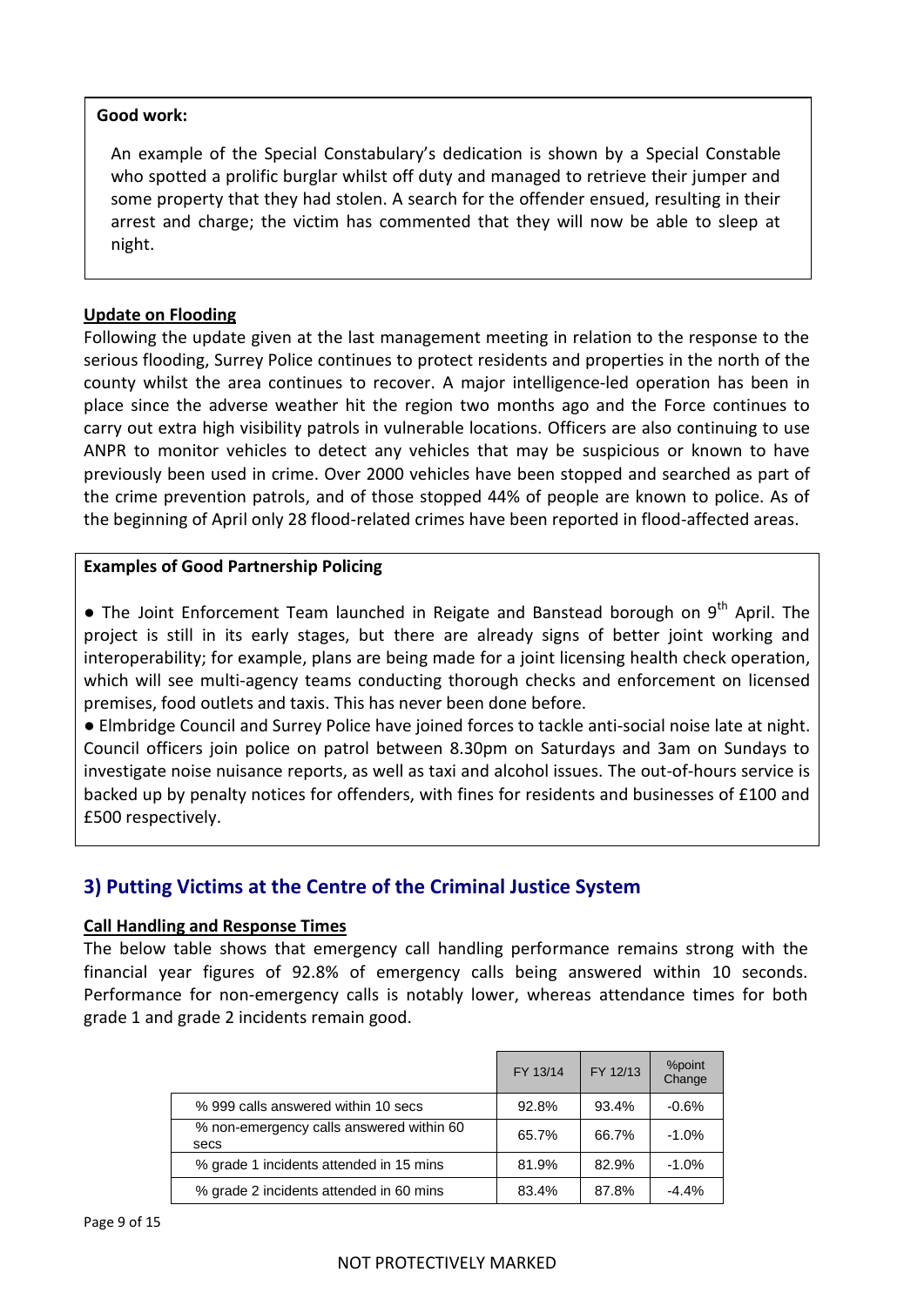**Good work:**

An example of the Special Constabulary's dedication is shown by a Special Constable who spotted a prolific burglar whilst off duty and managed to retrieve their jumper and some property that they had stolen. A search for the offender ensued, resulting in their arrest and charge; the victim has commented that they will now be able to sleep at night.

**Update on Flooding**

Following the update given at the last management meeting in relation to the response to the serious flooding, Surrey Police continues to protect residents and properties in the north of the county whilst the area continues to recover. A major intelligence-led operation has been in place since the adverse weather hit the region two months ago and the Force continues to carry out extra high visibility patrols in vulnerable locations. Officers are also continuing to use ANPR to monitor vehicles to detect any vehicles that may be suspicious or known to have previously been used in crime. Over 2000 vehicles have been stopped and searched as part of the crime prevention patrols, and of those stopped 44% of people are known to police. As of the beginning of April only 28 flood-related crimes have been reported in flood-affected areas.

**Examples of Good Partnership Policing**

- The Joint Enforcement Team launched in Reigate and Banstead borough on 9th April. The project is still in its early stages, but there are already signs of better joint working and interoperability; for example, plans are being made for a joint licensing health check operation, which will see multi-agency teams conducting thorough checks and enforcement on licensed premises, food outlets and taxis. This has never been done before.
- Elmbridge Council and Surrey Police have joined forces to tackle anti-social noise late at night. Council officers join police on patrol between 8.30pm on Saturdays and 3am on Sundays to investigate noise nuisance reports, as well as taxi and alcohol issues. The out-of-hours service is backed up by penalty notices for offenders, with fines for residents and businesses of £100 and £500 respectively.

## 3) Putting Victims at the Centre of the Criminal Justice System

**Call Handling and Response Times**

The below table shows that emergency call handling performance remains strong with the financial year figures of 92.8% of emergency calls being answered within 10 seconds. Performance for non-emergency calls is notably lower, whereas attendance times for both grade 1 and grade 2 incidents remain good.

| | FY 13/14 | FY 12/13 | %point Change |
|---|---|---|---|
| % 999 calls answered within 10 secs | 92.8% | 93.4% | -0.6% |
| % non-emergency calls answered within 60 secs | 65.7% | 66.7% | -1.0% |
| % grade 1 incidents attended in 15 mins | 81.9% | 82.9% | -1.0% |
| % grade 2 incidents attended in 60 mins | 83.4% | 87.8% | -4.4% |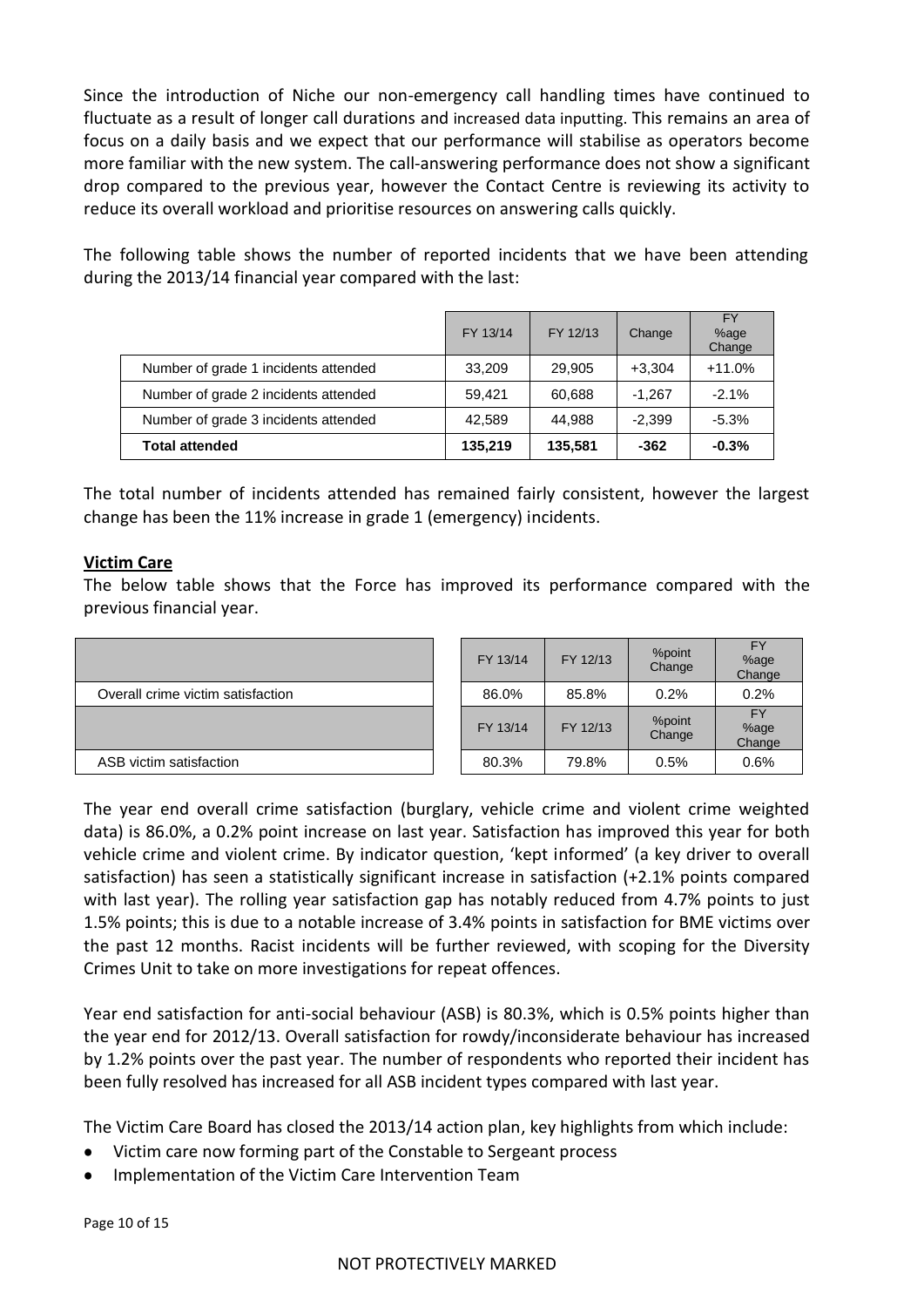Since the introduction of Niche our non-emergency call handling times have continued to fluctuate as a result of longer call durations and increased data inputting. This remains an area of focus on a daily basis and we expect that our performance will stabilise as operators become more familiar with the new system. The call-answering performance does not show a significant drop compared to the previous year, however the Contact Centre is reviewing its activity to reduce its overall workload and prioritise resources on answering calls quickly.

The following table shows the number of reported incidents that we have been attending during the 2013/14 financial year compared with the last:

| | FY 13/14 | FY 12/13 | Change | FY %age Change |
|---|---|---|---|---|
| Number of grade 1 incidents attended | 33,209 | 29,905 | +3,304 | +11.0% |
| Number of grade 2 incidents attended | 59,421 | 60,688 | -1,267 | -2.1% |
| Number of grade 3 incidents attended | 42,589 | 44,988 | -2,399 | -5.3% |
| **Total attended** | **135,219** | **135,581** | **-362** | **-0.3%** |

The total number of incidents attended has remained fairly consistent, however the largest change has been the 11% increase in grade 1 (emergency) incidents.

**Victim Care**

The below table shows that the Force has improved its performance compared with the previous financial year.

| | FY 13/14 | FY 12/13 | %point Change | FY %age Change |
|---|---|---|---|---|
| Overall crime victim satisfaction | 86.0% | 85.8% | 0.2% | 0.2% |
| | FY 13/14 | FY 12/13 | %point Change | FY %age Change |
| ASB victim satisfaction | 80.3% | 79.8% | 0.5% | 0.6% |

The year end overall crime satisfaction (burglary, vehicle crime and violent crime weighted data) is 86.0%, a 0.2% point increase on last year. Satisfaction has improved this year for both vehicle crime and violent crime. By indicator question, 'kept informed' (a key driver to overall satisfaction) has seen a statistically significant increase in satisfaction (+2.1% points compared with last year). The rolling year satisfaction gap has notably reduced from 4.7% points to just 1.5% points; this is due to a notable increase of 3.4% points in satisfaction for BME victims over the past 12 months. Racist incidents will be further reviewed, with scoping for the Diversity Crimes Unit to take on more investigations for repeat offences.

Year end satisfaction for anti-social behaviour (ASB) is 80.3%, which is 0.5% points higher than the year end for 2012/13. Overall satisfaction for rowdy/inconsiderate behaviour has increased by 1.2% points over the past year. The number of respondents who reported their incident has been fully resolved has increased for all ASB incident types compared with last year.

The Victim Care Board has closed the 2013/14 action plan, key highlights from which include:

- Victim care now forming part of the Constable to Sergeant process
- Implementation of the Victim Care Intervention Team

NOT PROTECTIVELY MARKED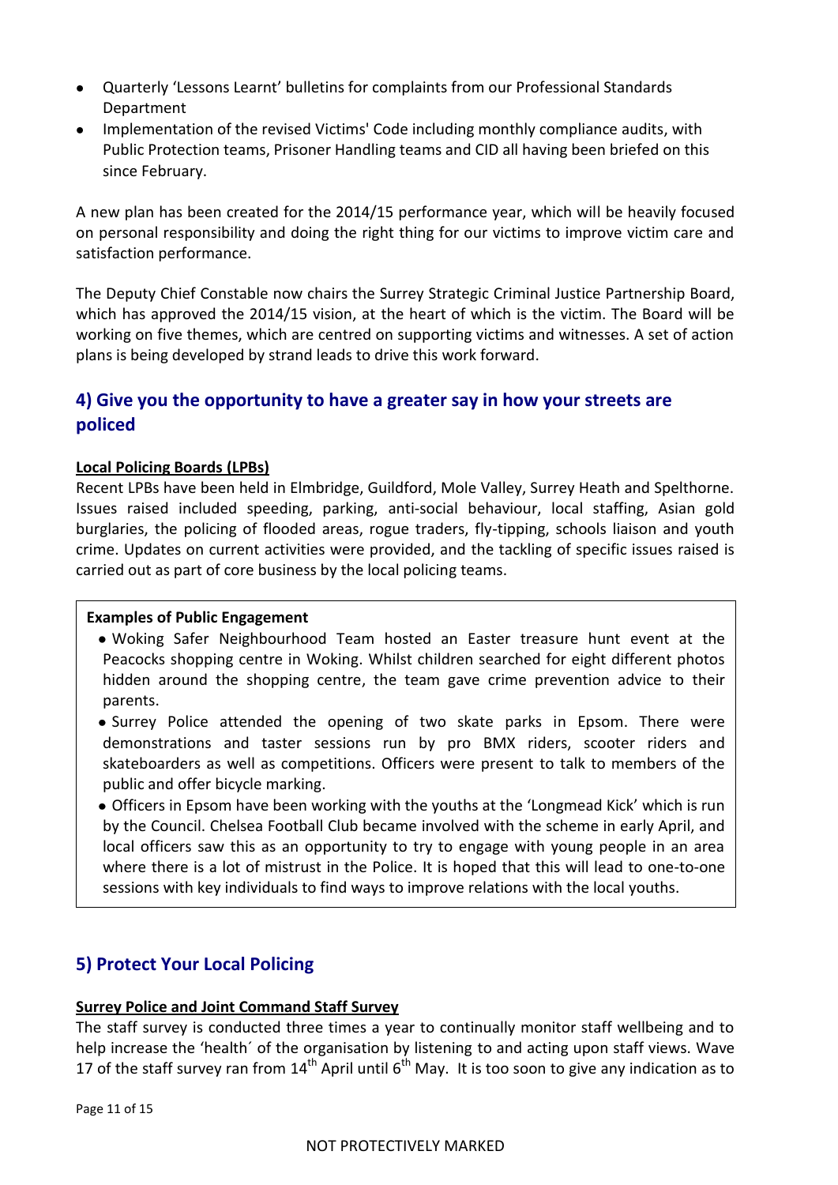- Quarterly 'Lessons Learnt' bulletins for complaints from our Professional Standards Department
- Implementation of the revised Victims' Code including monthly compliance audits, with Public Protection teams, Prisoner Handling teams and CID all having been briefed on this since February.

A new plan has been created for the 2014/15 performance year, which will be heavily focused on personal responsibility and doing the right thing for our victims to improve victim care and satisfaction performance.

The Deputy Chief Constable now chairs the Surrey Strategic Criminal Justice Partnership Board, which has approved the 2014/15 vision, at the heart of which is the victim. The Board will be working on five themes, which are centred on supporting victims and witnesses. A set of action plans is being developed by strand leads to drive this work forward.

## 4) Give you the opportunity to have a greater say in how your streets are policed

**Local Policing Boards (LPBs)**

Recent LPBs have been held in Elmbridge, Guildford, Mole Valley, Surrey Heath and Spelthorne. Issues raised included speeding, parking, anti-social behaviour, local staffing, Asian gold burglaries, the policing of flooded areas, rogue traders, fly-tipping, schools liaison and youth crime. Updates on current activities were provided, and the tackling of specific issues raised is carried out as part of core business by the local policing teams.

**Examples of Public Engagement**

- Woking Safer Neighbourhood Team hosted an Easter treasure hunt event at the Peacocks shopping centre in Woking. Whilst children searched for eight different photos hidden around the shopping centre, the team gave crime prevention advice to their parents.
- Surrey Police attended the opening of two skate parks in Epsom. There were demonstrations and taster sessions run by pro BMX riders, scooter riders and skateboarders as well as competitions. Officers were present to talk to members of the public and offer bicycle marking.
- Officers in Epsom have been working with the youths at the 'Longmead Kick' which is run by the Council. Chelsea Football Club became involved with the scheme in early April, and local officers saw this as an opportunity to try to engage with young people in an area where there is a lot of mistrust in the Police. It is hoped that this will lead to one-to-one sessions with key individuals to find ways to improve relations with the local youths.

## 5) Protect Your Local Policing

**Surrey Police and Joint Command Staff Survey**

The staff survey is conducted three times a year to continually monitor staff wellbeing and to help increase the 'health´ of the organisation by listening to and acting upon staff views. Wave 17 of the staff survey ran from 14th April until 6th May. It is too soon to give any indication as to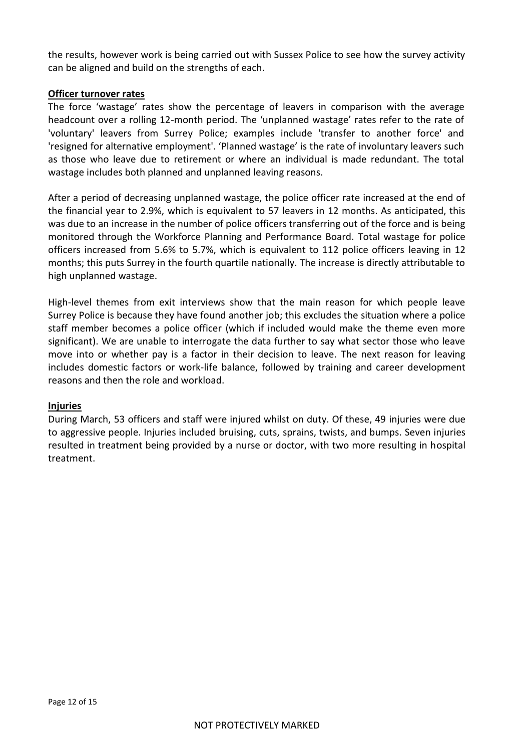the results, however work is being carried out with Sussex Police to see how the survey activity can be aligned and build on the strengths of each.

**Officer turnover rates**

The force 'wastage' rates show the percentage of leavers in comparison with the average headcount over a rolling 12-month period. The 'unplanned wastage' rates refer to the rate of 'voluntary' leavers from Surrey Police; examples include 'transfer to another force' and 'resigned for alternative employment'. 'Planned wastage' is the rate of involuntary leavers such as those who leave due to retirement or where an individual is made redundant. The total wastage includes both planned and unplanned leaving reasons.

After a period of decreasing unplanned wastage, the police officer rate increased at the end of the financial year to 2.9%, which is equivalent to 57 leavers in 12 months. As anticipated, this was due to an increase in the number of police officers transferring out of the force and is being monitored through the Workforce Planning and Performance Board. Total wastage for police officers increased from 5.6% to 5.7%, which is equivalent to 112 police officers leaving in 12 months; this puts Surrey in the fourth quartile nationally. The increase is directly attributable to high unplanned wastage.

High-level themes from exit interviews show that the main reason for which people leave Surrey Police is because they have found another job; this excludes the situation where a police staff member becomes a police officer (which if included would make the theme even more significant). We are unable to interrogate the data further to say what sector those who leave move into or whether pay is a factor in their decision to leave. The next reason for leaving includes domestic factors or work-life balance, followed by training and career development reasons and then the role and workload.

**Injuries**

During March, 53 officers and staff were injured whilst on duty. Of these, 49 injuries were due to aggressive people. Injuries included bruising, cuts, sprains, twists, and bumps. Seven injuries resulted in treatment being provided by a nurse or doctor, with two more resulting in hospital treatment.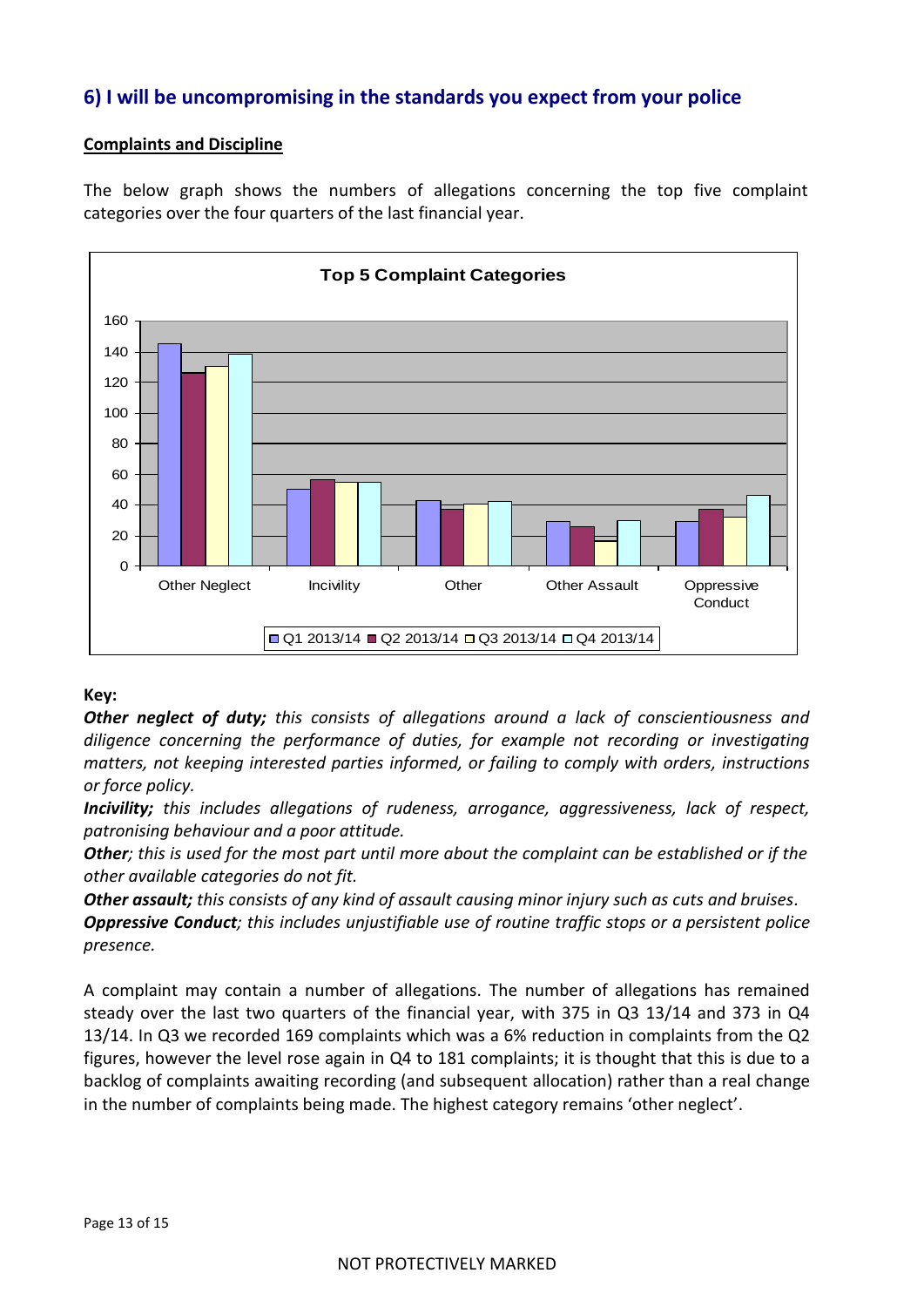## 6) I will be uncompromising in the standards you expect from your police

**Complaints and Discipline**

The below graph shows the numbers of allegations concerning the top five complaint categories over the four quarters of the last financial year.

**Key:**

***Other neglect of duty;*** *this consists of allegations around a lack of conscientiousness and diligence concerning the performance of duties, for example not recording or investigating matters, not keeping interested parties informed, or failing to comply with orders, instructions or force policy.*

***Incivility;*** *this includes allegations of rudeness, arrogance, aggressiveness, lack of respect, patronising behaviour and a poor attitude.*

***Other****; this is used for the most part until more about the complaint can be established or if the other available categories do not fit.*

***Other assault;*** *this consists of any kind of assault causing minor injury such as cuts and bruises.*

***Oppressive Conduct****; this includes unjustifiable use of routine traffic stops or a persistent police presence.*

A complaint may contain a number of allegations. The number of allegations has remained steady over the last two quarters of the financial year, with 375 in Q3 13/14 and 373 in Q4 13/14. In Q3 we recorded 169 complaints which was a 6% reduction in complaints from the Q2 figures, however the level rose again in Q4 to 181 complaints; it is thought that this is due to a backlog of complaints awaiting recording (and subsequent allocation) rather than a real change in the number of complaints being made. The highest category remains 'other neglect'.

NOT PROTECTIVELY MARKED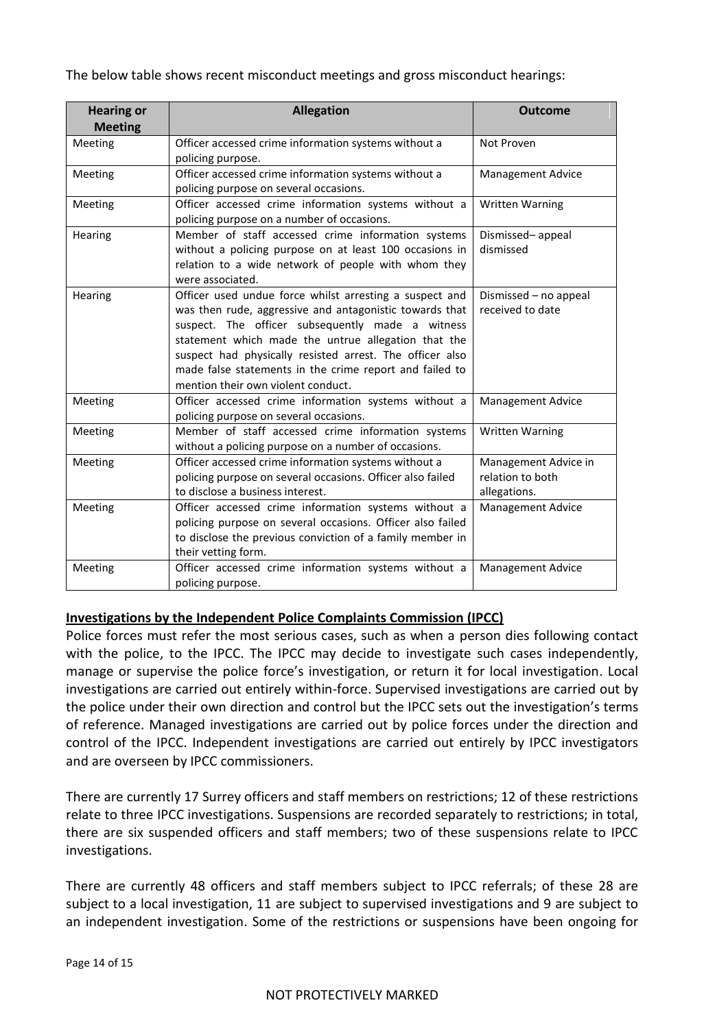The below table shows recent misconduct meetings and gross misconduct hearings:

| Hearing or Meeting | Allegation | Outcome |
|---|---|---|
| Meeting | Officer accessed crime information systems without a policing purpose. | Not Proven |
| Meeting | Officer accessed crime information systems without a policing purpose on several occasions. | Management Advice |
| Meeting | Officer accessed crime information systems without a policing purpose on a number of occasions. | Written Warning |
| Hearing | Member of staff accessed crime information systems without a policing purpose on at least 100 occasions in relation to a wide network of people with whom they were associated. | Dismissed– appeal dismissed |
| Hearing | Officer used undue force whilst arresting a suspect and was then rude, aggressive and antagonistic towards that suspect. The officer subsequently made a witness statement which made the untrue allegation that the suspect had physically resisted arrest. The officer also made false statements in the crime report and failed to mention their own violent conduct. | Dismissed – no appeal received to date |
| Meeting | Officer accessed crime information systems without a policing purpose on several occasions. | Management Advice |
| Meeting | Member of staff accessed crime information systems without a policing purpose on a number of occasions. | Written Warning |
| Meeting | Officer accessed crime information systems without a policing purpose on several occasions. Officer also failed to disclose a business interest. | Management Advice in relation to both allegations. |
| Meeting | Officer accessed crime information systems without a policing purpose on several occasions. Officer also failed to disclose the previous conviction of a family member in their vetting form. | Management Advice |
| Meeting | Officer accessed crime information systems without a policing purpose. | Management Advice |

**Investigations by the Independent Police Complaints Commission (IPCC)**

Police forces must refer the most serious cases, such as when a person dies following contact with the police, to the IPCC. The IPCC may decide to investigate such cases independently, manage or supervise the police force's investigation, or return it for local investigation. Local investigations are carried out entirely within-force. Supervised investigations are carried out by the police under their own direction and control but the IPCC sets out the investigation's terms of reference. Managed investigations are carried out by police forces under the direction and control of the IPCC. Independent investigations are carried out entirely by IPCC investigators and are overseen by IPCC commissioners.

There are currently 17 Surrey officers and staff members on restrictions; 12 of these restrictions relate to three IPCC investigations. Suspensions are recorded separately to restrictions; in total, there are six suspended officers and staff members; two of these suspensions relate to IPCC investigations.

There are currently 48 officers and staff members subject to IPCC referrals; of these 28 are subject to a local investigation, 11 are subject to supervised investigations and 9 are subject to an independent investigation. Some of the restrictions or suspensions have been ongoing for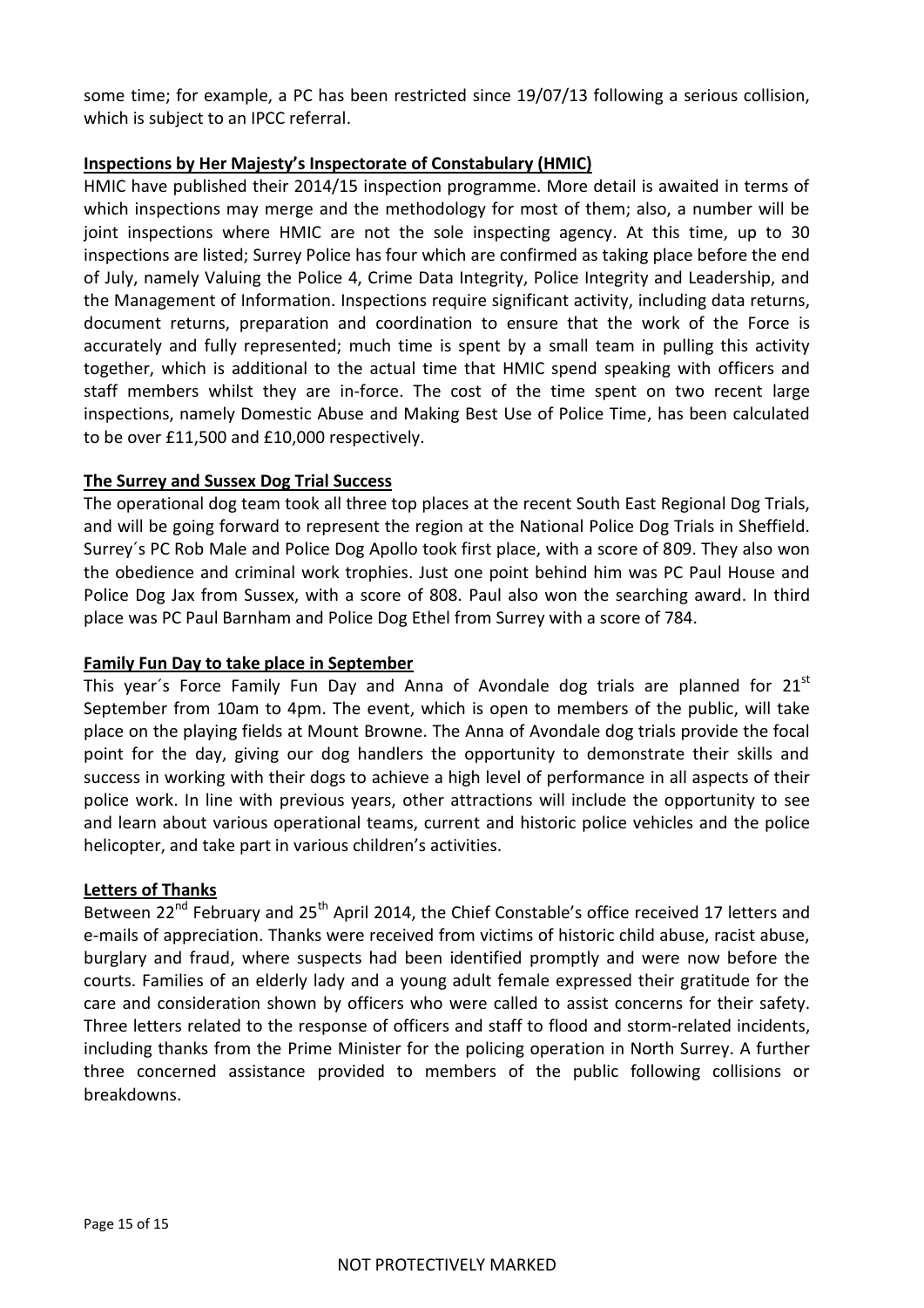some time; for example, a PC has been restricted since 19/07/13 following a serious collision, which is subject to an IPCC referral.

**Inspections by Her Majesty's Inspectorate of Constabulary (HMIC)**

HMIC have published their 2014/15 inspection programme. More detail is awaited in terms of which inspections may merge and the methodology for most of them; also, a number will be joint inspections where HMIC are not the sole inspecting agency. At this time, up to 30 inspections are listed; Surrey Police has four which are confirmed as taking place before the end of July, namely Valuing the Police 4, Crime Data Integrity, Police Integrity and Leadership, and the Management of Information. Inspections require significant activity, including data returns, document returns, preparation and coordination to ensure that the work of the Force is accurately and fully represented; much time is spent by a small team in pulling this activity together, which is additional to the actual time that HMIC spend speaking with officers and staff members whilst they are in-force. The cost of the time spent on two recent large inspections, namely Domestic Abuse and Making Best Use of Police Time, has been calculated to be over £11,500 and £10,000 respectively.

**The Surrey and Sussex Dog Trial Success**

The operational dog team took all three top places at the recent South East Regional Dog Trials, and will be going forward to represent the region at the National Police Dog Trials in Sheffield. Surrey´s PC Rob Male and Police Dog Apollo took first place, with a score of 809. They also won the obedience and criminal work trophies. Just one point behind him was PC Paul House and Police Dog Jax from Sussex, with a score of 808. Paul also won the searching award. In third place was PC Paul Barnham and Police Dog Ethel from Surrey with a score of 784.

**Family Fun Day to take place in September**

This year´s Force Family Fun Day and Anna of Avondale dog trials are planned for 21st September from 10am to 4pm. The event, which is open to members of the public, will take place on the playing fields at Mount Browne. The Anna of Avondale dog trials provide the focal point for the day, giving our dog handlers the opportunity to demonstrate their skills and success in working with their dogs to achieve a high level of performance in all aspects of their police work. In line with previous years, other attractions will include the opportunity to see and learn about various operational teams, current and historic police vehicles and the police helicopter, and take part in various children's activities.

**Letters of Thanks**

Between 22nd February and 25th April 2014, the Chief Constable's office received 17 letters and e-mails of appreciation. Thanks were received from victims of historic child abuse, racist abuse, burglary and fraud, where suspects had been identified promptly and were now before the courts. Families of an elderly lady and a young adult female expressed their gratitude for the care and consideration shown by officers who were called to assist concerns for their safety. Three letters related to the response of officers and staff to flood and storm-related incidents, including thanks from the Prime Minister for the policing operation in North Surrey. A further three concerned assistance provided to members of the public following collisions or breakdowns.

NOT PROTECTIVELY MARKED